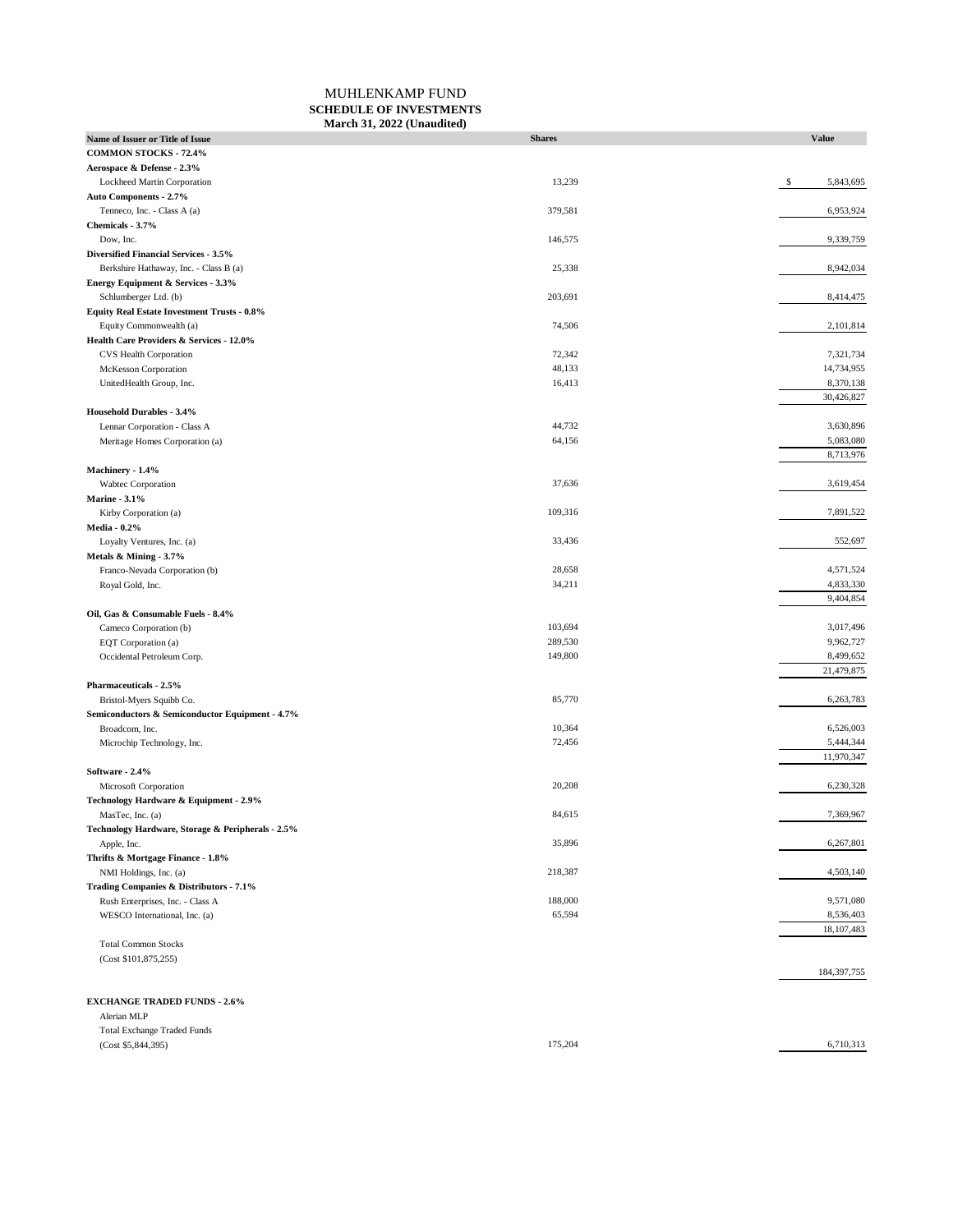# MUHLENKAMP FUND

## SCHEDULE OF INVESTMENTS

### March 31, 2022 (Unaudited)

| Name of Issuer or Title of Issue | Shares | Value |
|---|---|---|
| **COMMON STOCKS - 72.4%** | | |
| **Aerospace & Defense - 2.3%** | | |
| Lockheed Martin Corporation | 13,239 | $ 5,843,695 |
| **Auto Components - 2.7%** | | |
| Tenneco, Inc. - Class A (a) | 379,581 | 6,953,924 |
| **Chemicals - 3.7%** | | |
| Dow, Inc. | 146,575 | 9,339,759 |
| **Diversified Financial Services - 3.5%** | | |
| Berkshire Hathaway, Inc. - Class B (a) | 25,338 | 8,942,034 |
| **Energy Equipment & Services - 3.3%** | | |
| Schlumberger Ltd. (b) | 203,691 | 8,414,475 |
| **Equity Real Estate Investment Trusts - 0.8%** | | |
| Equity Commonwealth (a) | 74,506 | 2,101,814 |
| **Health Care Providers & Services - 12.0%** | | |
| CVS Health Corporation | 72,342 | 7,321,734 |
| McKesson Corporation | 48,133 | 14,734,955 |
| UnitedHealth Group, Inc. | 16,413 | 8,370,138 |
| | | 30,426,827 |
| **Household Durables - 3.4%** | | |
| Lennar Corporation - Class A | 44,732 | 3,630,896 |
| Meritage Homes Corporation (a) | 64,156 | 5,083,080 |
| | | 8,713,976 |
| **Machinery - 1.4%** | | |
| Wabtec Corporation | 37,636 | 3,619,454 |
| **Marine - 3.1%** | | |
| Kirby Corporation (a) | 109,316 | 7,891,522 |
| **Media - 0.2%** | | |
| Loyalty Ventures, Inc. (a) | 33,436 | 552,697 |
| **Metals & Mining - 3.7%** | | |
| Franco-Nevada Corporation (b) | 28,658 | 4,571,524 |
| Royal Gold, Inc. | 34,211 | 4,833,330 |
| | | 9,404,854 |
| **Oil, Gas & Consumable Fuels - 8.4%** | | |
| Cameco Corporation (b) | 103,694 | 3,017,496 |
| EQT Corporation (a) | 289,530 | 9,962,727 |
| Occidental Petroleum Corp. | 149,800 | 8,499,652 |
| | | 21,479,875 |
| **Pharmaceuticals - 2.5%** | | |
| Bristol-Myers Squibb Co. | 85,770 | 6,263,783 |
| **Semiconductors & Semiconductor Equipment - 4.7%** | | |
| Broadcom, Inc. | 10,364 | 6,526,003 |
| Microchip Technology, Inc. | 72,456 | 5,444,344 |
| | | 11,970,347 |
| **Software - 2.4%** | | |
| Microsoft Corporation | 20,208 | 6,230,328 |
| **Technology Hardware & Equipment - 2.9%** | | |
| MasTec, Inc. (a) | 84,615 | 7,369,967 |
| **Technology Hardware, Storage & Peripherals - 2.5%** | | |
| Apple, Inc. | 35,896 | 6,267,801 |
| **Thrifts & Mortgage Finance - 1.8%** | | |
| NMI Holdings, Inc. (a) | 218,387 | 4,503,140 |
| **Trading Companies & Distributors - 7.1%** | | |
| Rush Enterprises, Inc. - Class A | 188,000 | 9,571,080 |
| WESCO International, Inc. (a) | 65,594 | 8,536,403 |
| | | 18,107,483 |
| Total Common Stocks | | |
| (Cost $101,875,255) | | 184,397,755 |
| | | |
| **EXCHANGE TRADED FUNDS - 2.6%** | | |
| Alerian MLP | | |
| Total Exchange Traded Funds | | |
| (Cost $5,844,395) | 175,204 | 6,710,313 |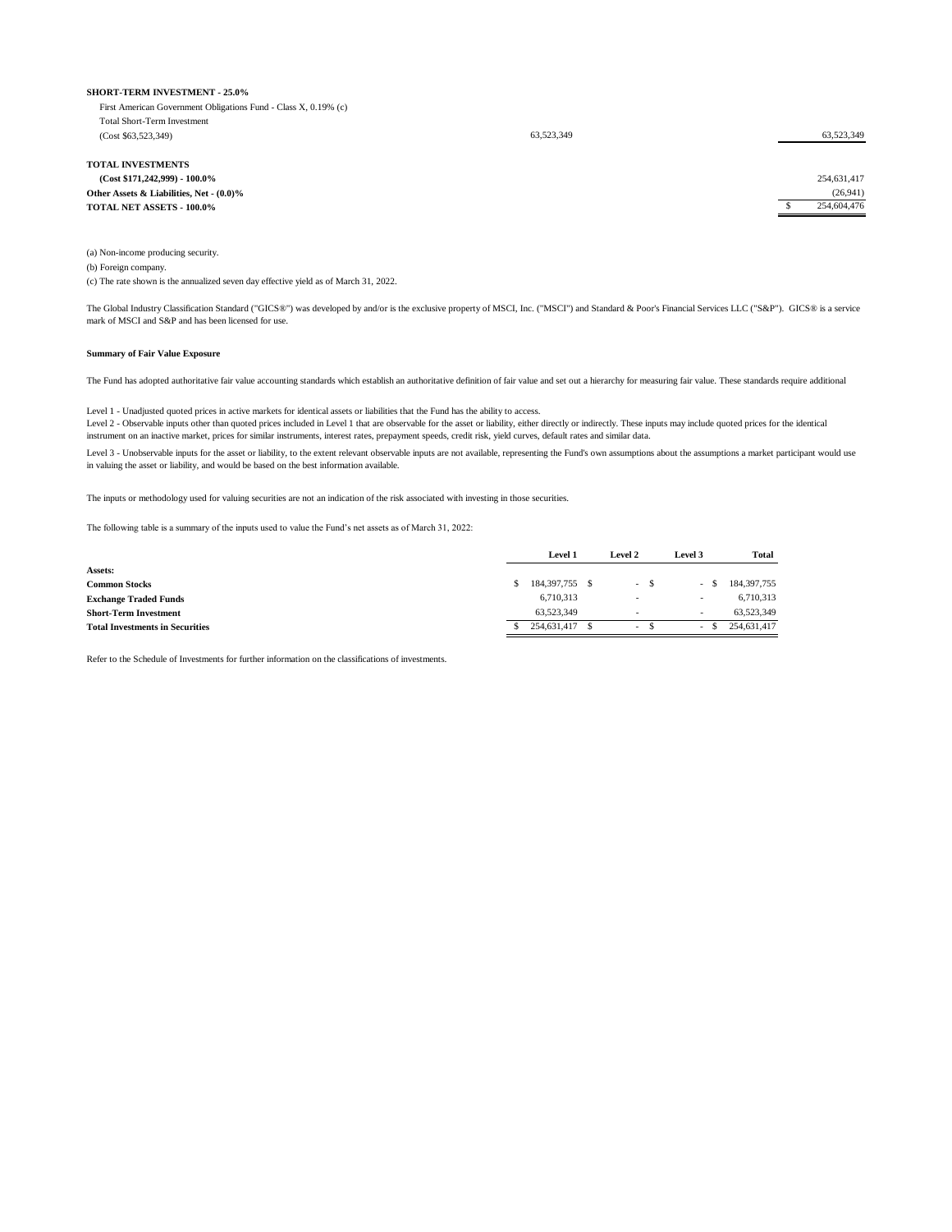| | | |
|---|---|---|
| **SHORT-TERM INVESTMENT - 25.0%** | | |
| First American Government Obligations Fund - Class X, 0.19% (c) | | |
| Total Short-Term Investment | | |
| (Cost $63,523,349) | 63,523,349 | 63,523,349 |
| | | |
| **TOTAL INVESTMENTS** | | |
| **(Cost $171,242,999) - 100.0%** | | 254,631,417 |
| **Other Assets & Liabilities, Net - (0.0)%** | | (26,941) |
| **TOTAL NET ASSETS - 100.0%** | | $ 254,604,476 |

(a) Non-income producing security.

(b) Foreign company.

(c) The rate shown is the annualized seven day effective yield as of March 31, 2022.

The Global Industry Classification Standard ("GICS®") was developed by and/or is the exclusive property of MSCI, Inc. ("MSCI") and Standard & Poor's Financial Services LLC ("S&P"). GICS® is a service mark of MSCI and S&P and has been licensed for use.

**Summary of Fair Value Exposure**

The Fund has adopted authoritative fair value accounting standards which establish an authoritative definition of fair value and set out a hierarchy for measuring fair value. These standards require additional

Level 1 - Unadjusted quoted prices in active markets for identical assets or liabilities that the Fund has the ability to access.
Level 2 - Observable inputs other than quoted prices included in Level 1 that are observable for the asset or liability, either directly or indirectly. These inputs may include quoted prices for the identical instrument on an inactive market, prices for similar instruments, interest rates, prepayment speeds, credit risk, yield curves, default rates and similar data.

Level 3 - Unobservable inputs for the asset or liability, to the extent relevant observable inputs are not available, representing the Fund's own assumptions about the assumptions a market participant would use in valuing the asset or liability, and would be based on the best information available.

The inputs or methodology used for valuing securities are not an indication of the risk associated with investing in those securities.

The following table is a summary of the inputs used to value the Fund's net assets as of March 31, 2022:

| | Level 1 | Level 2 | Level 3 | Total |
|---|---|---|---|---|
| **Assets:** | | | | |
| **Common Stocks** | $ 184,397,755 | $ - | $ - | $ 184,397,755 |
| **Exchange Traded Funds** | 6,710,313 | - | - | 6,710,313 |
| **Short-Term Investment** | 63,523,349 | - | - | 63,523,349 |
| **Total Investments in Securities** | $ 254,631,417 | $ - | $ - | $ 254,631,417 |

Refer to the Schedule of Investments for further information on the classifications of investments.